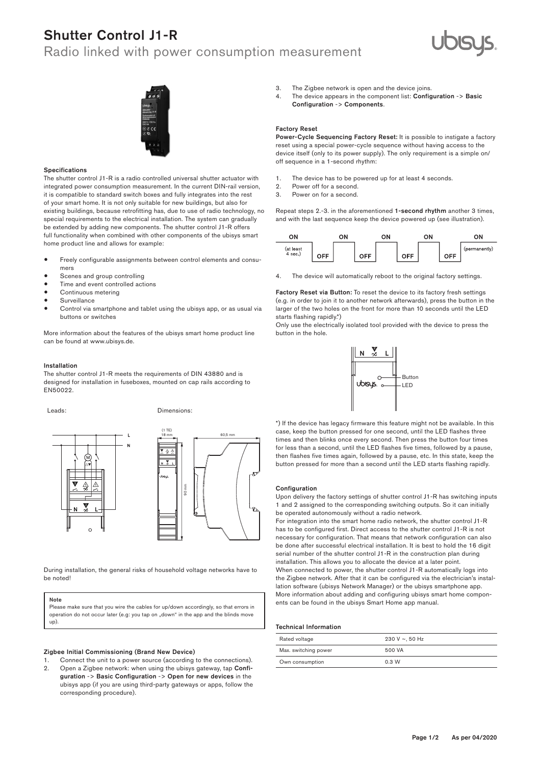# Shutter Control J1-R

Radio linked with power consumption measurement

## Specifications

The shutter control J1-R is a radio controlled universal shutter actuator with integrated power consumption measurement. In the current DIN-rail version, it is compatible to standard switch boxes and fully integrates into the rest of your smart home. It is not only suitable for new buildings, but also for existing buildings, because retrofitting has, due to use of radio technology, no special requirements to the electrical installation. The system can gradually be extended by adding new components. The shutter control J1-R offers full functionality when combined with other components of the ubisys smart home product line and allows for example:

- Freely configurable assignments between control elements and consumers
- Scenes and group controlling
- Time and event controlled actions
- Continuous metering
- Surveillance
- Control via smartphone and tablet using the ubisys app, or as usual via buttons or switches

More information about the features of the ubisys smart home product line can be found at www.ubisys.de.

## Installation

The shutter control J1-R meets the requirements of DIN 43880 and is designed for installation in fuseboxes, mounted on cap rails according to EN50022.

Leads:

Dimensions:

During installation, the general risks of household voltage networks have to be noted!

> **Note**
> Please make sure that you wire the cables for up/down accordingly, so that errors in operation do not occur later (e.g: you tap on „down" in the app and the blinds move up).

## Zigbee Initial Commissioning (Brand New Device)

1. Connect the unit to a power source (according to the connections).
2. Open a Zigbee network: when using the ubisys gateway, tap **Configuration** -> **Basic Configuration** -> **Open for new devices** in the ubisys app (if you are using third-party gateways or apps, follow the corresponding procedure).
3. The Zigbee network is open and the device joins.
4. The device appears in the component list: **Configuration** -> **Basic Configuration** -> **Components**.

## Factory Reset

**Power-Cycle Sequencing Factory Reset:** It is possible to instigate a factory reset using a special power-cycle sequence without having access to the device itself (only to its power supply). The only requirement is a simple on/off sequence in a 1-second rhythm:

1. The device has to be powered up for at least 4 seconds.
2. Power off for a second.
3. Power on for a second.

Repeat steps 2.-3. in the aforementioned **1-second rhythm** another 3 times, and with the last sequence keep the device powered up (see illustration).

| ON (at least 4 sec.) | OFF | ON | OFF | ON | OFF | ON | OFF | ON (permanently) |
|---|---|---|---|---|---|---|---|---|

4. The device will automatically reboot to the original factory settings.

**Factory Reset via Button:** To reset the device to its factory fresh settings (e.g. in order to join it to another network afterwards), press the button in the larger of the two holes on the front for more than 10 seconds until the LED starts flashing rapidly.*)

Only use the electrically isolated tool provided with the device to press the button in the hole.

*) If the device has legacy firmware this feature might not be available. In this case, keep the button pressed for one second, until the LED flashes three times and then blinks once every second. Then press the button four times for less than a second, until the LED flashes five times, followed by a pause, then flashes five times again, followed by a pause, etc. In this state, keep the button pressed for more than a second until the LED starts flashing rapidly.

## Configuration

Upon delivery the factory settings of shutter control J1-R has switching inputs 1 and 2 assigned to the corresponding switching outputs. So it can initially be operated autonomously without a radio network.

For integration into the smart home radio network, the shutter control J1-R has to be configured first. Direct access to the shutter control J1-R is not necessary for configuration. That means that network configuration can also be done after successful electrical installation. It is best to hold the 16 digit serial number of the shutter control J1-R in the construction plan during installation. This allows you to allocate the device at a later point.

When connected to power, the shutter control J1-R automatically logs into the Zigbee network. After that it can be configured via the electrician's installation software (ubisys Network Manager) or the ubisys smartphone app. More information about adding and configuring ubisys smart home components can be found in the ubisys Smart Home app manual.

## Technical Information

| Rated voltage | 230 V ~, 50 Hz |
|---|---|
| Max. switching power | 500 VA |
| Own consumption | 0.3 W |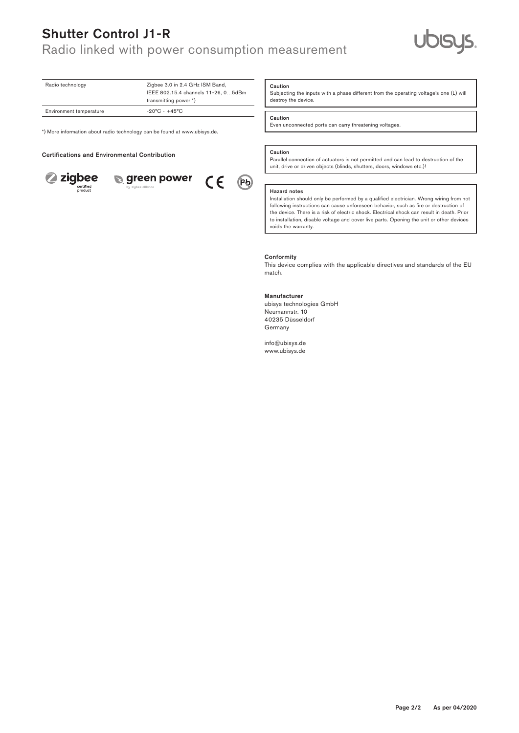# Shutter Control J1-R

Radio linked with power consumption measurement

| | |
|---|---|
| Radio technology | Zigbee 3.0 in 2.4 GHz ISM Band, IEEE 802.15.4 channels 11-26, 0…5dBm transmitting power *) |
| Environment temperature | -20°C - +45°C |

*) More information about radio technology can be found at www.ubisys.de.

**Certifications and Environmental Contribution**

zigbee certified product

green power by zigbee alliance

CE

Pb

**Caution**

Subjecting the inputs with a phase different from the operating voltage's one (L) will destroy the device.

**Caution**

Even unconnected ports can carry threatening voltages.

**Caution**

Parallel connection of actuators is not permitted and can lead to destruction of the unit, drive or driven objects (blinds, shutters, doors, windows etc.)!

**Hazard notes**

Installation should only be performed by a qualified electrician. Wrong wiring from not following instructions can cause unforeseen behavior, such as fire or destruction of the device. There is a risk of electric shock. Electrical shock can result in death. Prior to installation, disable voltage and cover live parts. Opening the unit or other devices voids the warranty.

**Conformity**

This device complies with the applicable directives and standards of the EU match.

**Manufacturer**

ubisys technologies GmbH
Neumannstr. 10
40235 Düsseldorf
Germany

info@ubisys.de
www.ubisys.de

As per 04/2020